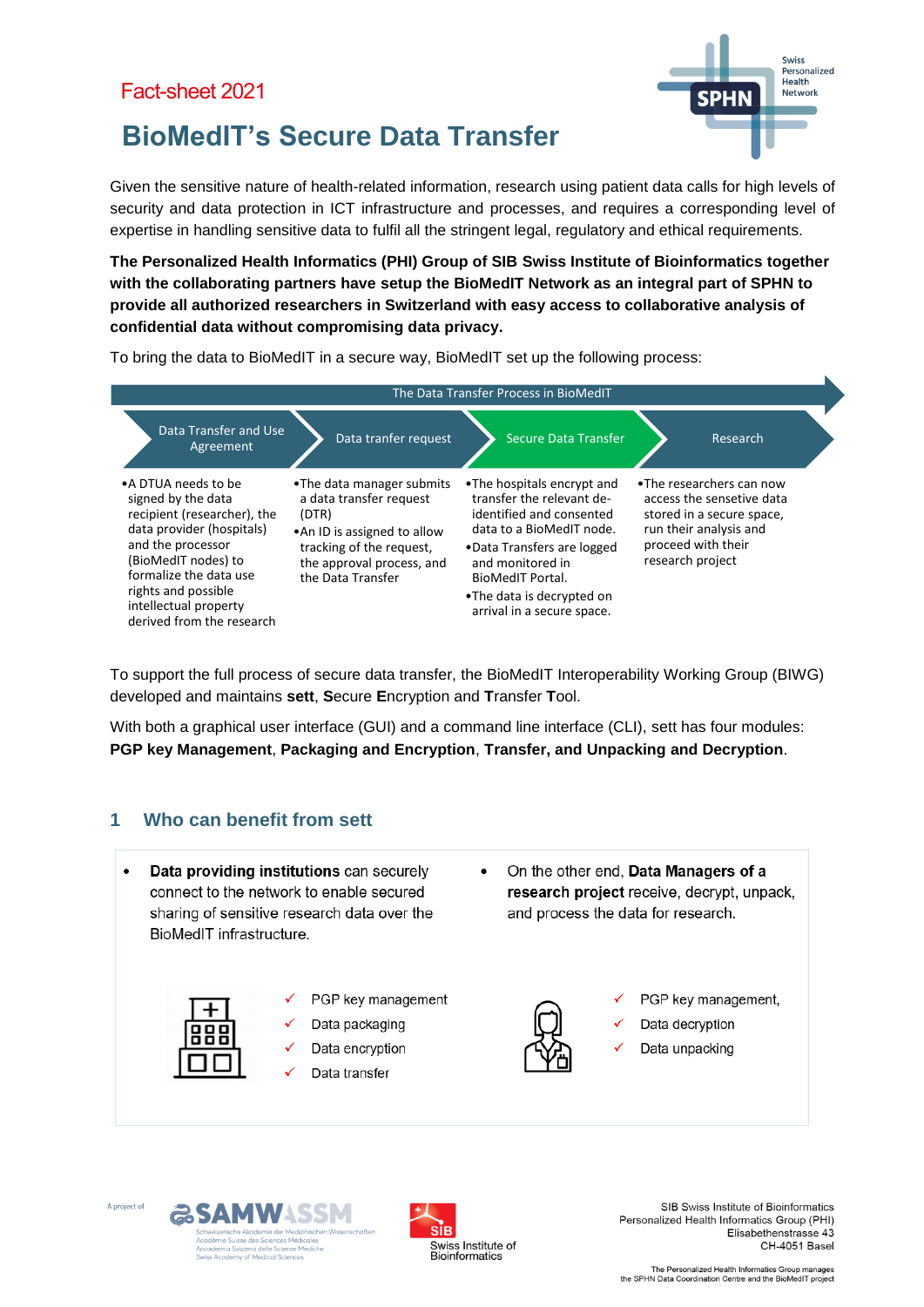Fact-sheet 2021

# BioMedIT's Secure Data Transfer

Given the sensitive nature of health-related information, research using patient data calls for high levels of security and data protection in ICT infrastructure and processes, and requires a corresponding level of expertise in handling sensitive data to fulfil all the stringent legal, regulatory and ethical requirements.

**The Personalized Health Informatics (PHI) Group of SIB Swiss Institute of Bioinformatics together with the collaborating partners have setup the BioMedIT Network as an integral part of SPHN to provide all authorized researchers in Switzerland with easy access to collaborative analysis of confidential data without compromising data privacy.**

To bring the data to BioMedIT in a secure way, BioMedIT set up the following process:

The Data Transfer Process in BioMedIT

| Data Transfer and Use Agreement | Data tranfer request | Secure Data Transfer | Research |
|---|---|---|---|
| • A DTUA needs to be signed by the data recipient (researcher), the data provider (hospitals) and the processor (BioMedIT nodes) to formalize the data use rights and possible intellectual property derived from the research | • The data manager submits a data transfer request (DTR)<br>• An ID is assigned to allow tracking of the request, the approval process, and the Data Transfer | • The hospitals encrypt and transfer the relevant de-identified and consented data to a BioMedIT node.<br>• Data Transfers are logged and monitored in BioMedIT Portal.<br>• The data is decrypted on arrival in a secure space. | • The researchers can now access the sensetive data stored in a secure space, run their analysis and proceed with their research project |

To support the full process of secure data transfer, the BioMedIT Interoperability Working Group (BIWG) developed and maintains **sett**, **S**ecure **E**ncryption and **T**ransfer **T**ool.

With both a graphical user interface (GUI) and a command line interface (CLI), sett has four modules: **PGP key Management**, **Packaging and Encryption**, **Transfer, and Unpacking and Decryption**.

## 1 Who can benefit from sett

- **Data providing institutions** can securely connect to the network to enable secured sharing of sensitive research data over the BioMedIT infrastructure.
  - ✓ PGP key management
  - ✓ Data packaging
  - ✓ Data encryption
  - ✓ Data transfer

- On the other end, **Data Managers of a research project** receive, decrypt, unpack, and process the data for research.
  - ✓ PGP key management,
  - ✓ Data decryption
  - ✓ Data unpacking

A project of SAMW ASSM

SIB Swiss Institute of Bioinformatics

SIB Swiss Institute of Bioinformatics
Personalized Health Informatics Group (PHI)
Elisabethenstrasse 43
CH-4051 Basel

The Personalized Health Informatics Group manages the SPHN Data Coordination Centre and the BioMedIT project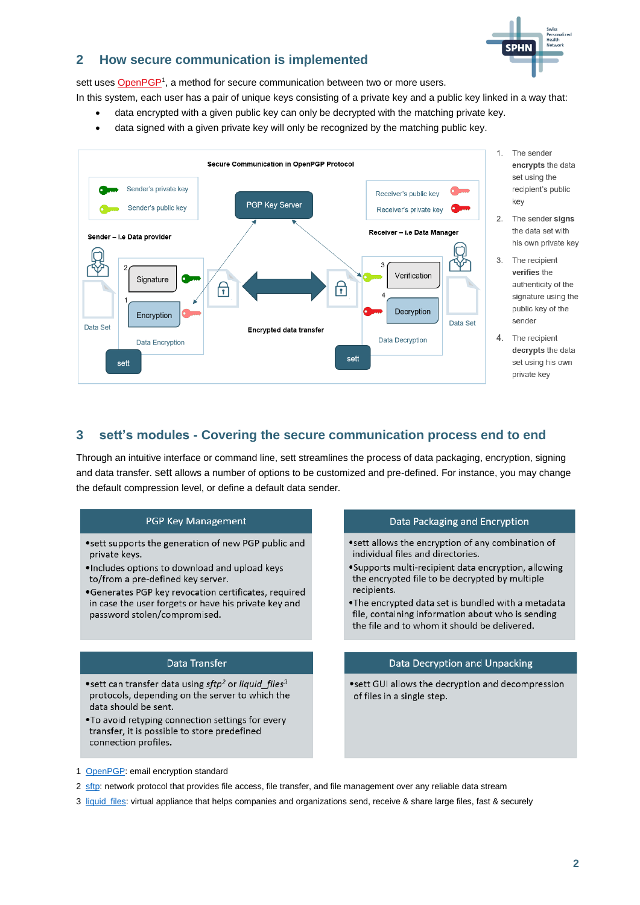## 2 How secure communication is implemented

sett uses OpenPGP[1], a method for secure communication between two or more users.

In this system, each user has a pair of unique keys consisting of a private key and a public key linked in a way that:

- data encrypted with a given public key can only be decrypted with the matching private key.
- data signed with a given private key will only be recognized by the matching public key.

Secure Communication in OpenPGP Protocol

Sender's private key
Sender's public key

PGP Key Server

Receiver's public key
Receiver's private key

Sender – i.e Data provider

Receiver – i.e Data Manager

2 Signature
1 Encryption
Data Set
Data Encryption
sett

Encrypted data transfer

3 Verification
4 Decryption
Data Set
Data Decryption
sett

1. The sender **encrypts** the data set using the recipient's public key
2. The sender **signs** the data set with his own private key
3. The recipient **verifies** the authenticity of the signature using the public key of the sender
4. The recipient **decrypts** the data set using his own private key

## 3 sett's modules - Covering the secure communication process end to end

Through an intuitive interface or command line, sett streamlines the process of data packaging, encryption, signing and data transfer. sett allows a number of options to be customized and pre-defined. For instance, you may change the default compression level, or define a default data sender.

### PGP Key Management

- sett supports the generation of new PGP public and private keys.
- Includes options to download and upload keys to/from a pre-defined key server.
- Generates PGP key revocation certificates, required in case the user forgets or have his private key and password stolen/compromised.

### Data Packaging and Encryption

- sett allows the encryption of any combination of individual files and directories.
- Supports multi-recipient data encryption, allowing the encrypted file to be decrypted by multiple recipients.
- The encrypted data set is bundled with a metadata file, containing information about who is sending the file and to whom it should be delivered.

### Data Transfer

- sett can transfer data using *sftp*[2] or *liquid_files*[3] protocols, depending on the server to which the data should be sent.
- To avoid retyping connection settings for every transfer, it is possible to store predefined connection profiles.

### Data Decryption and Unpacking

- sett GUI allows the decryption and decompression of files in a single step.

1 OpenPGP: email encryption standard

2 sftp: network protocol that provides file access, file transfer, and file management over any reliable data stream

3 liquid_files: virtual appliance that helps companies and organizations send, receive & share large files, fast & securely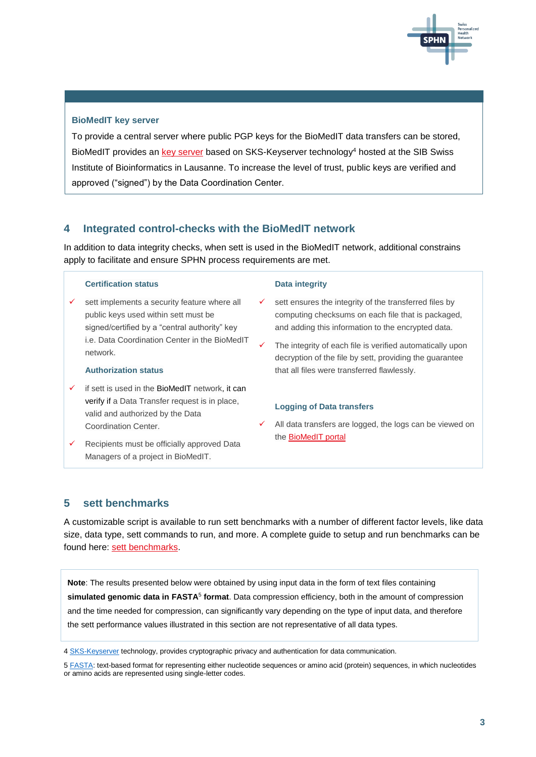**BioMedIT key server**

To provide a central server where public PGP keys for the BioMedIT data transfers can be stored, BioMedIT provides an key server based on SKS-Keyserver technology[4] hosted at the SIB Swiss Institute of Bioinformatics in Lausanne. To increase the level of trust, public keys are verified and approved (“signed”) by the Data Coordination Center.

## 4 Integrated control-checks with the BioMedIT network

In addition to data integrity checks, when sett is used in the BioMedIT network, additional constrains apply to facilitate and ensure SPHN process requirements are met.

**Certification status**

- ✓ sett implements a security feature where all public keys used within sett must be signed/certified by a “central authority” key i.e. Data Coordination Center in the BioMedIT network.

**Authorization status**

- ✓ if sett is used in the BioMedIT network, it can verify if a Data Transfer request is in place, valid and authorized by the Data Coordination Center.
- ✓ Recipients must be officially approved Data Managers of a project in BioMedIT.

**Data integrity**

- ✓ sett ensures the integrity of the transferred files by computing checksums on each file that is packaged, and adding this information to the encrypted data.
- ✓ The integrity of each file is verified automatically upon decryption of the file by sett, providing the guarantee that all files were transferred flawlessly.

**Logging of Data transfers**

- ✓ All data transfers are logged, the logs can be viewed on the BioMedIT portal

## 5 sett benchmarks

A customizable script is available to run sett benchmarks with a number of different factor levels, like data size, data type, sett commands to run, and more. A complete guide to setup and run benchmarks can be found here: sett benchmarks.

**Note**: The results presented below were obtained by using input data in the form of text files containing **simulated genomic data in FASTA[5] format**. Data compression efficiency, both in the amount of compression and the time needed for compression, can significantly vary depending on the type of input data, and therefore the sett performance values illustrated in this section are not representative of all data types.

4 SKS-Keyserver technology, provides cryptographic privacy and authentication for data communication.

5 FASTA: text-based format for representing either nucleotide sequences or amino acid (protein) sequences, in which nucleotides or amino acids are represented using single-letter codes.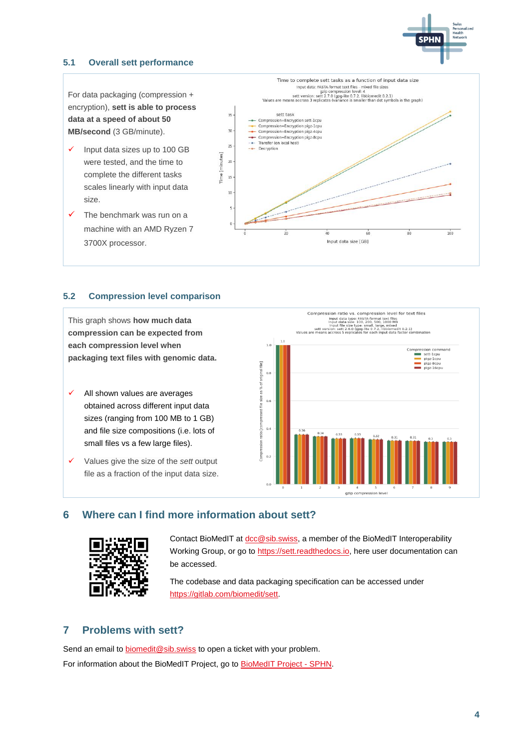## 5.1 Overall sett performance

For data packaging (compression + encryption), **sett is able to process data at a speed of about 50 MB/second** (3 GB/minute).

- ✓ Input data sizes up to 100 GB were tested, and the time to complete the different tasks scales linearly with input data size.
- ✓ The benchmark was run on a machine with an AMD Ryzen 7 3700X processor.

Time to complete sett tasks as a function of input data size
Input data: FASTA format text files - mixed file sizes
gzip compression level: 4
sett version: sett 2.7.0 (gpg-lite 0.7.2, libbiomedit 0.2.1)
Values are means accross 3 replicates (variance is smaller than dot symbols in the graph)

sett task
Compression+Encryption sett-1cpu
Compression+Encryption pigz-1cpu
Compression+Encryption pigz-4cpu
Compression+Encryption pigz-8cpu
Transfer (on local host)
Decryption

Time [minutes]
Input data size [GB]

## 5.2 Compression level comparison

This graph shows **how much data compression can be expected from each compression level when packaging text files with genomic data.**

- ✓ All shown values are averages obtained across different input data sizes (ranging from 100 MB to 1 GB) and file size compositions (i.e. lots of small files vs a few large files).
- ✓ Values give the size of the *sett* output file as a fraction of the input data size.

Compression ratio vs. compression level for text files
Input data type: FASTA-format text files
Input data size: 100, 200, 500, 1000 MB
Input file size type: small, large, mixed
sett version: sett 2.6.0 (gpg-lite 0.7.2, libbiomedit 0.2.1)
Values are means accross 5 replicates for each input data factor combination

Compression command
sett-1cpu
pigz-1cpu
pigz-8cpu
pigz-16cpu

Compression ratio [compressed file size as % of original file]
gzip compression level

1.0, 0.36, 0.34, 0.33, 0.33, 0.32, 0.31, 0.31, 0.3, 0.3

# 6 Where can I find more information about sett?

Contact BioMedIT at dcc@sib.swiss, a member of the BioMedIT Interoperability Working Group, or go to https://sett.readthedocs.io, here user documentation can be accessed.

The codebase and data packaging specification can be accessed under https://gitlab.com/biomedit/sett.

# 7 Problems with sett?

Send an email to biomedit@sib.swiss to open a ticket with your problem.

For information about the BioMedIT Project, go to BioMedIT Project - SPHN.